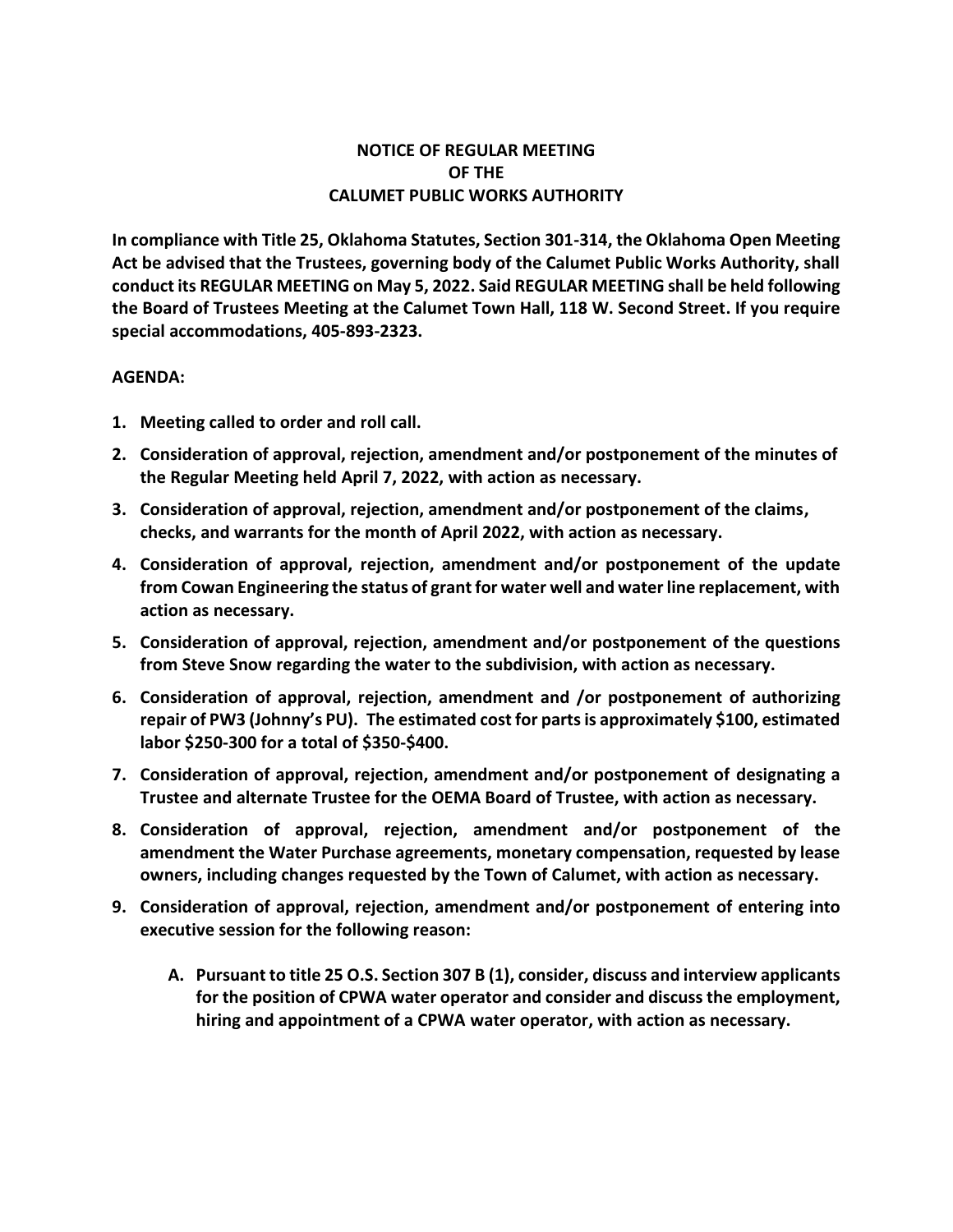# NOTICE OF REGULAR MEETING
# OF THE
# CALUMET PUBLIC WORKS AUTHORITY

**In compliance with Title 25, Oklahoma Statutes, Section 301-314, the Oklahoma Open Meeting Act be advised that the Trustees, governing body of the Calumet Public Works Authority, shall conduct its REGULAR MEETING on May 5, 2022. Said REGULAR MEETING shall be held following the Board of Trustees Meeting at the Calumet Town Hall, 118 W. Second Street. If you require special accommodations, 405-893-2323.**

**AGENDA:**

1. **Meeting called to order and roll call.**
2. **Consideration of approval, rejection, amendment and/or postponement of the minutes of the Regular Meeting held April 7, 2022, with action as necessary.**
3. **Consideration of approval, rejection, amendment and/or postponement of the claims, checks, and warrants for the month of April 2022, with action as necessary.**
4. **Consideration of approval, rejection, amendment and/or postponement of the update from Cowan Engineering the status of grant for water well and water line replacement, with action as necessary.**
5. **Consideration of approval, rejection, amendment and/or postponement of the questions from Steve Snow regarding the water to the subdivision, with action as necessary.**
6. **Consideration of approval, rejection, amendment and /or postponement of authorizing repair of PW3 (Johnny's PU). The estimated cost for parts is approximately $100, estimated labor $250-300 for a total of $350-$400.**
7. **Consideration of approval, rejection, amendment and/or postponement of designating a Trustee and alternate Trustee for the OEMA Board of Trustee, with action as necessary.**
8. **Consideration of approval, rejection, amendment and/or postponement of the amendment the Water Purchase agreements, monetary compensation, requested by lease owners, including changes requested by the Town of Calumet, with action as necessary.**
9. **Consideration of approval, rejection, amendment and/or postponement of entering into executive session for the following reason:**
   - A. **Pursuant to title 25 O.S. Section 307 B (1), consider, discuss and interview applicants for the position of CPWA water operator and consider and discuss the employment, hiring and appointment of a CPWA water operator, with action as necessary.**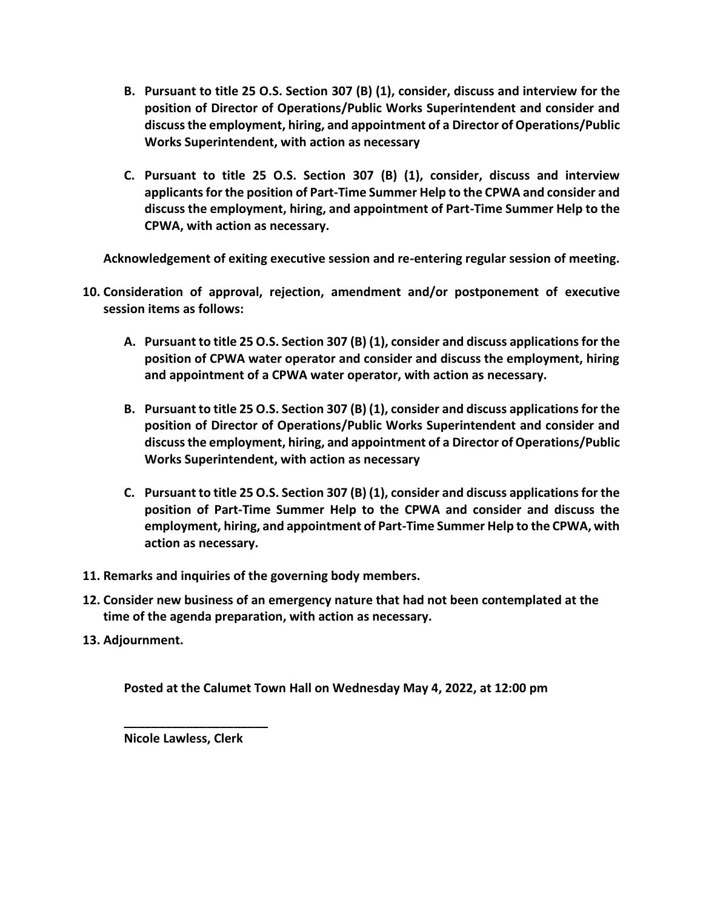**B. Pursuant to title 25 O.S. Section 307 (B) (1), consider, discuss and interview for the position of Director of Operations/Public Works Superintendent and consider and discuss the employment, hiring, and appointment of a Director of Operations/Public Works Superintendent, with action as necessary**

**C. Pursuant to title 25 O.S. Section 307 (B) (1), consider, discuss and interview applicants for the position of Part-Time Summer Help to the CPWA and consider and discuss the employment, hiring, and appointment of Part-Time Summer Help to the CPWA, with action as necessary.**

**Acknowledgement of exiting executive session and re-entering regular session of meeting.**

**10. Consideration of approval, rejection, amendment and/or postponement of executive session items as follows:**

**A. Pursuant to title 25 O.S. Section 307 (B) (1), consider and discuss applications for the position of CPWA water operator and consider and discuss the employment, hiring and appointment of a CPWA water operator, with action as necessary.**

**B. Pursuant to title 25 O.S. Section 307 (B) (1), consider and discuss applications for the position of Director of Operations/Public Works Superintendent and consider and discuss the employment, hiring, and appointment of a Director of Operations/Public Works Superintendent, with action as necessary**

**C. Pursuant to title 25 O.S. Section 307 (B) (1), consider and discuss applications for the position of Part-Time Summer Help to the CPWA and consider and discuss the employment, hiring, and appointment of Part-Time Summer Help to the CPWA, with action as necessary.**

**11. Remarks and inquiries of the governing body members.**

**12. Consider new business of an emergency nature that had not been contemplated at the time of the agenda preparation, with action as necessary.**

**13. Adjournment.**

**Posted at the Calumet Town Hall on Wednesday May 4, 2022, at 12:00 pm**

**\_\_\_\_\_\_\_\_\_\_\_\_\_\_\_\_\_\_\_\_\_\_**

**Nicole Lawless, Clerk**